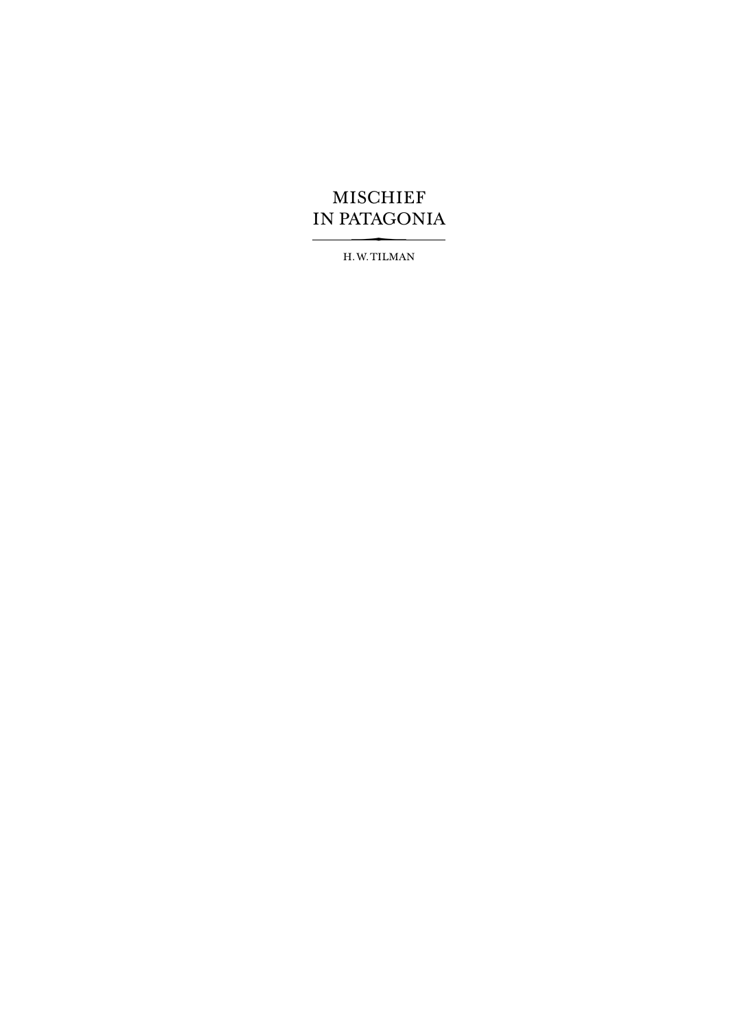# MISCHIEF IN PATAGONIA

H. W. TILMAN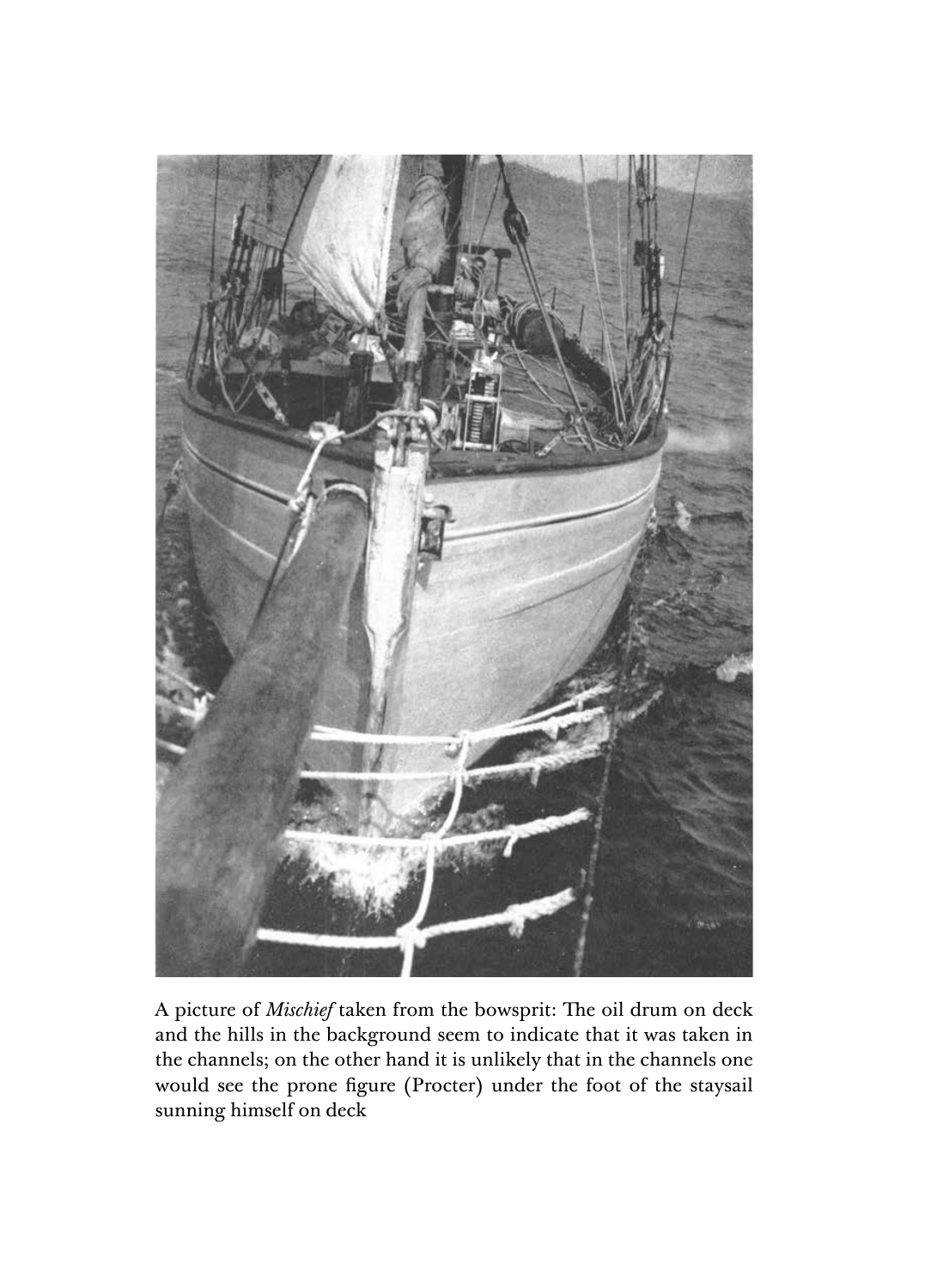A picture of *Mischief* taken from the bowsprit: The oil drum on deck and the hills in the background seem to indicate that it was taken in the channels; on the other hand it is unlikely that in the channels one would see the prone figure (Procter) under the foot of the staysail sunning himself on deck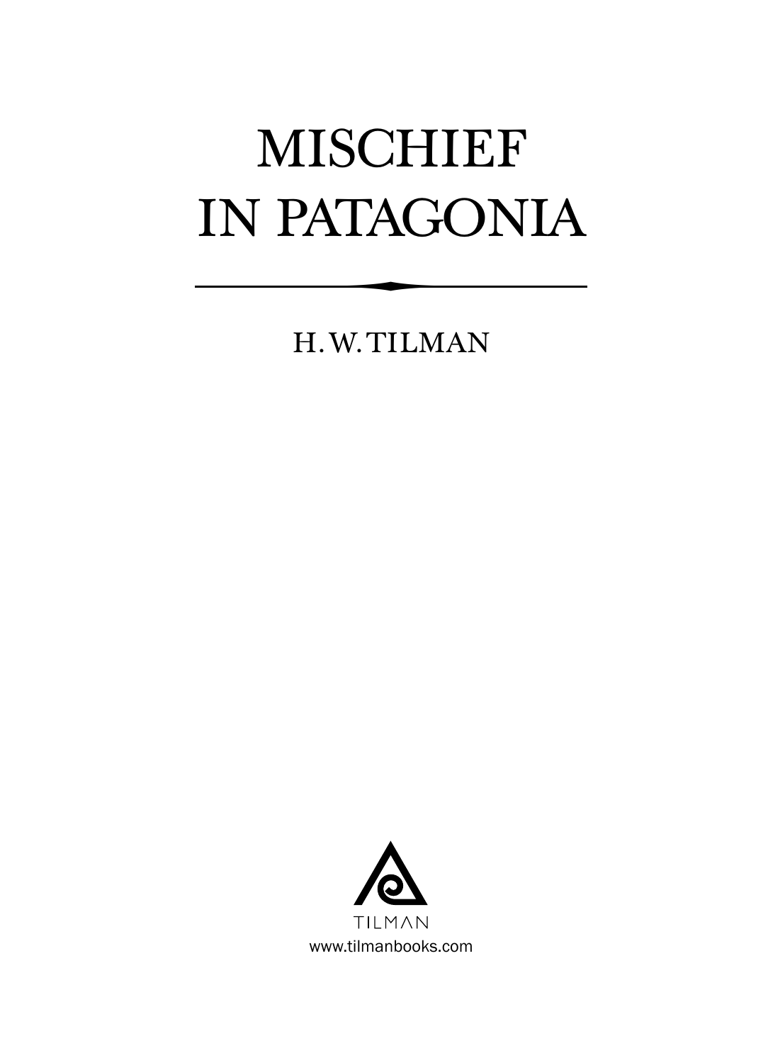# MISCHIEF IN PATAGONIA

H. W. TILMAN

TILMAN

www.tilmanbooks.com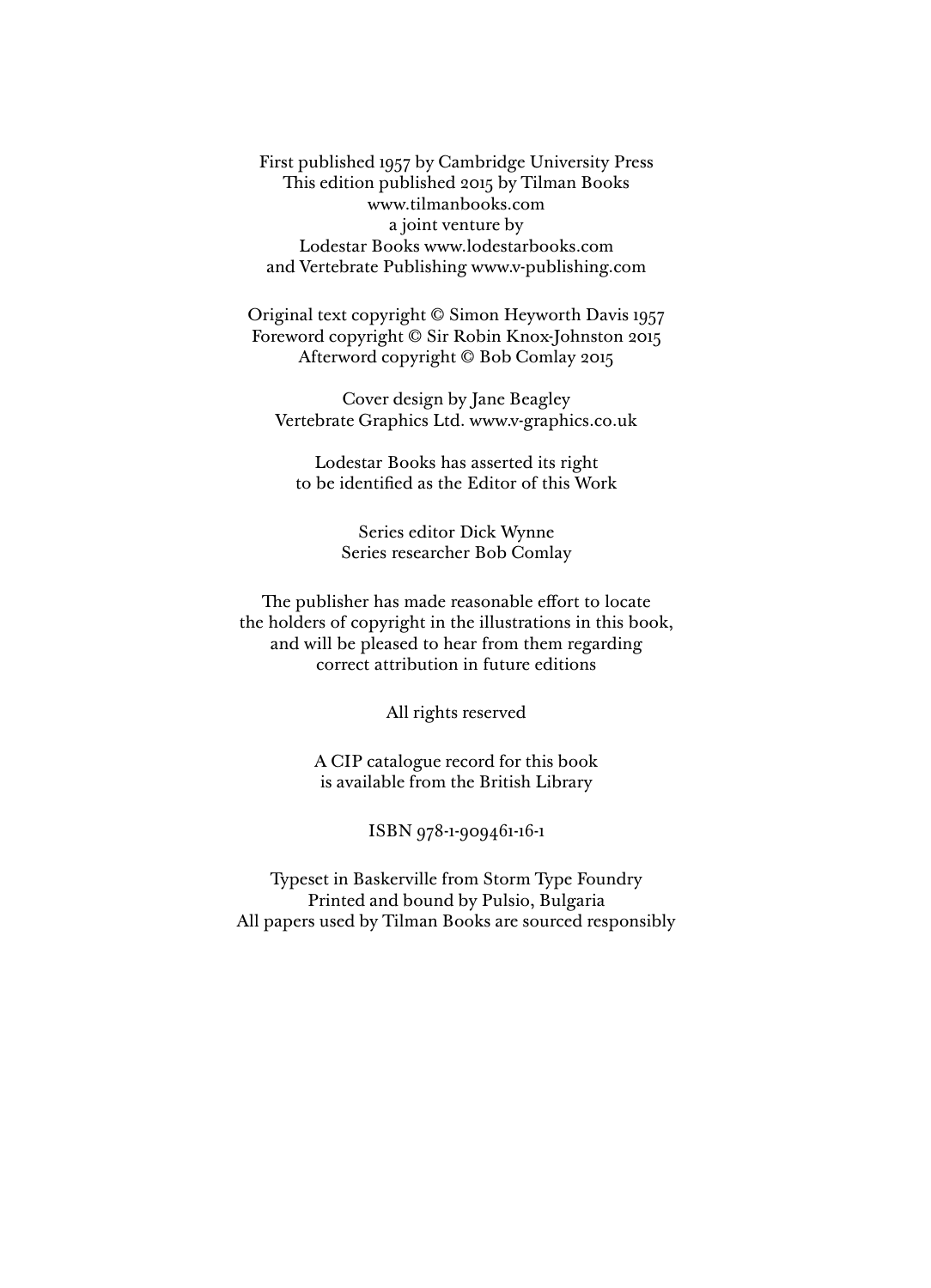First published 1957 by Cambridge University Press
This edition published 2015 by Tilman Books
www.tilmanbooks.com
a joint venture by
Lodestar Books www.lodestarbooks.com
and Vertebrate Publishing www.v-publishing.com

Original text copyright © Simon Heyworth Davis 1957
Foreword copyright © Sir Robin Knox-Johnston 2015
Afterword copyright © Bob Comlay 2015

Cover design by Jane Beagley
Vertebrate Graphics Ltd. www.v-graphics.co.uk

Lodestar Books has asserted its right
to be identified as the Editor of this Work

Series editor Dick Wynne
Series researcher Bob Comlay

The publisher has made reasonable effort to locate
the holders of copyright in the illustrations in this book,
and will be pleased to hear from them regarding
correct attribution in future editions

All rights reserved

A CIP catalogue record for this book
is available from the British Library

ISBN 978-1-909461-16-1

Typeset in Baskerville from Storm Type Foundry
Printed and bound by Pulsio, Bulgaria
All papers used by Tilman Books are sourced responsibly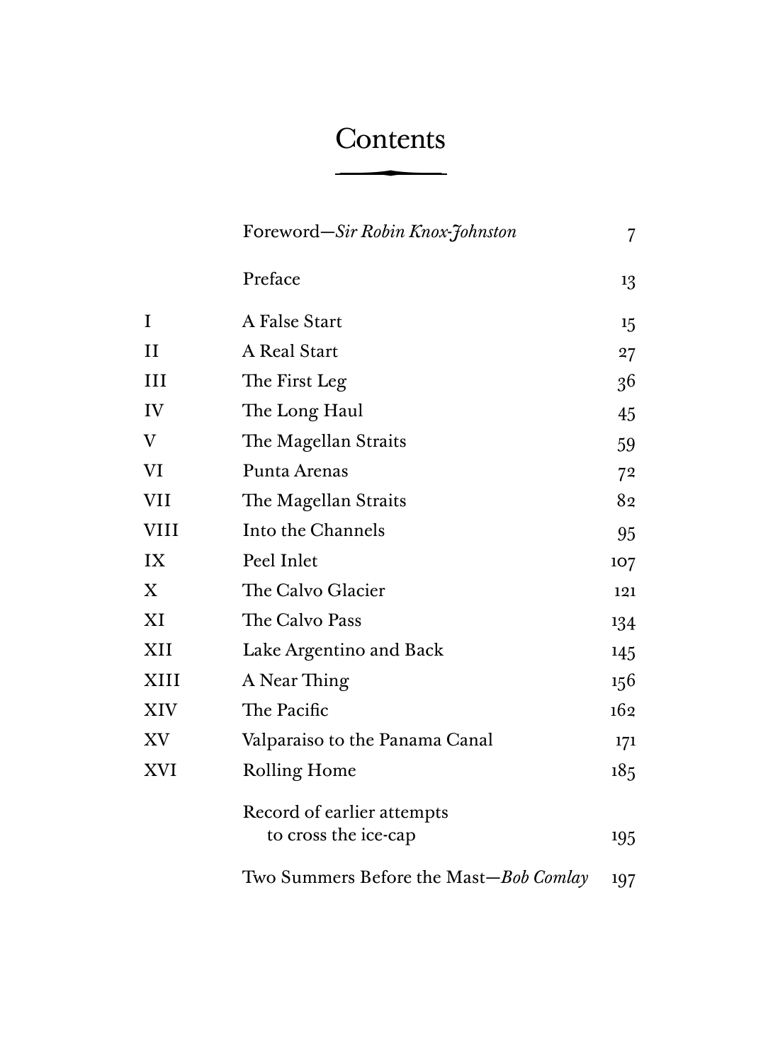# Contents

| | | |
|---|---|---|
| | Foreword—*Sir Robin Knox-Johnston* | 7 |
| | Preface | 13 |
| I | A False Start | 15 |
| II | A Real Start | 27 |
| III | The First Leg | 36 |
| IV | The Long Haul | 45 |
| V | The Magellan Straits | 59 |
| VI | Punta Arenas | 72 |
| VII | The Magellan Straits | 82 |
| VIII | Into the Channels | 95 |
| IX | Peel Inlet | 107 |
| X | The Calvo Glacier | 121 |
| XI | The Calvo Pass | 134 |
| XII | Lake Argentino and Back | 145 |
| XIII | A Near Thing | 156 |
| XIV | The Pacific | 162 |
| XV | Valparaiso to the Panama Canal | 171 |
| XVI | Rolling Home | 185 |
| | Record of earlier attempts to cross the ice-cap | 195 |
| | Two Summers Before the Mast—*Bob Comlay* | 197 |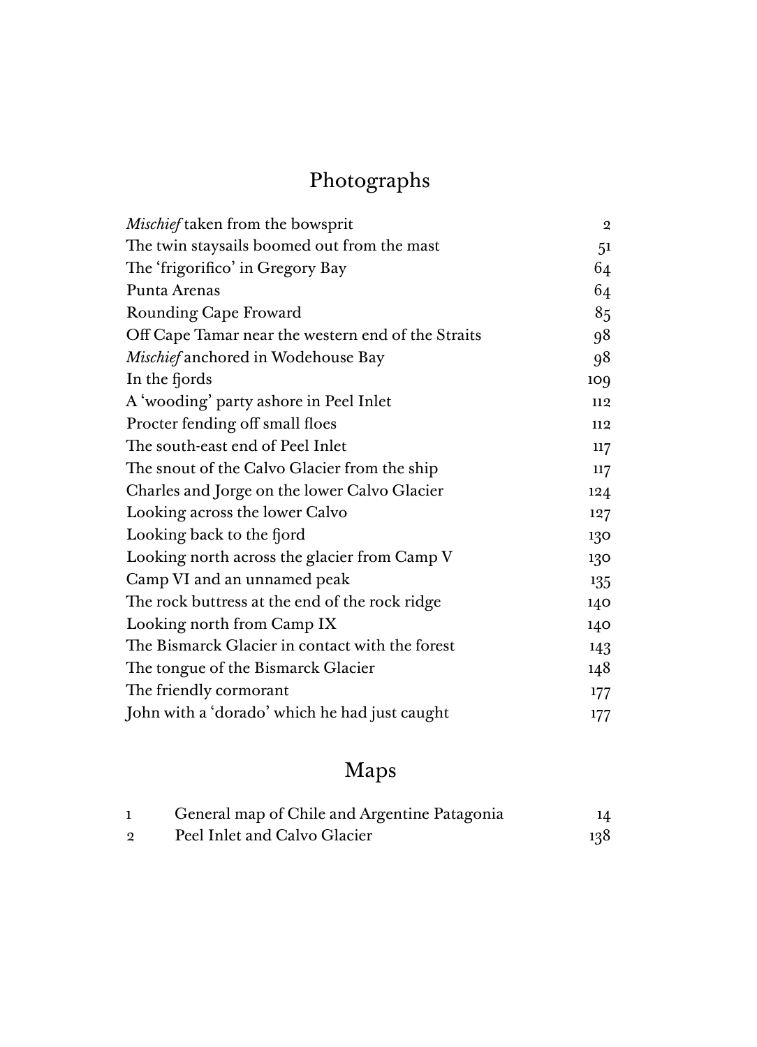# Photographs

| | |
|---|---|
| *Mischief* taken from the bowsprit | 2 |
| The twin staysails boomed out from the mast | 51 |
| The 'frigorifico' in Gregory Bay | 64 |
| Punta Arenas | 64 |
| Rounding Cape Froward | 85 |
| Off Cape Tamar near the western end of the Straits | 98 |
| *Mischief* anchored in Wodehouse Bay | 98 |
| In the fjords | 109 |
| A 'wooding' party ashore in Peel Inlet | 112 |
| Procter fending off small floes | 112 |
| The south-east end of Peel Inlet | 117 |
| The snout of the Calvo Glacier from the ship | 117 |
| Charles and Jorge on the lower Calvo Glacier | 124 |
| Looking across the lower Calvo | 127 |
| Looking back to the fjord | 130 |
| Looking north across the glacier from Camp V | 130 |
| Camp VI and an unnamed peak | 135 |
| The rock buttress at the end of the rock ridge | 140 |
| Looking north from Camp IX | 140 |
| The Bismarck Glacier in contact with the forest | 143 |
| The tongue of the Bismarck Glacier | 148 |
| The friendly cormorant | 177 |
| John with a 'dorado' which he had just caught | 177 |

# Maps

| | | |
|---|---|---|
| 1 | General map of Chile and Argentine Patagonia | 14 |
| 2 | Peel Inlet and Calvo Glacier | 138 |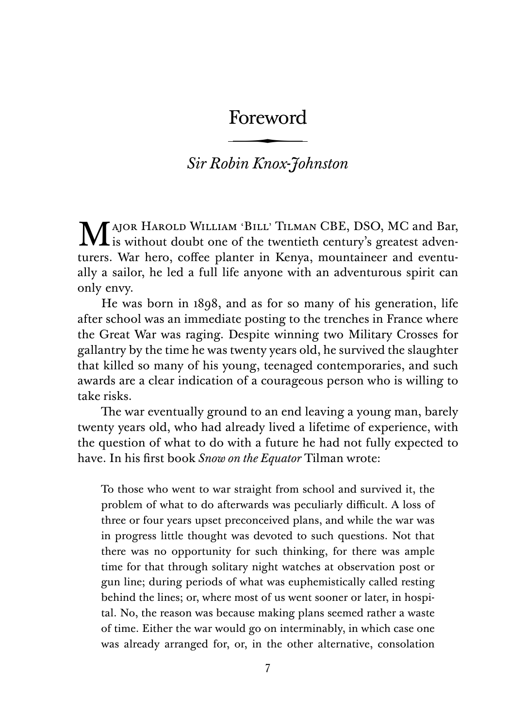# Foreword

## *Sir Robin Knox-Johnston*

Major Harold William 'Bill' Tilman CBE, DSO, MC and Bar, is without doubt one of the twentieth century's greatest adventurers. War hero, coffee planter in Kenya, mountaineer and eventually a sailor, he led a full life anyone with an adventurous spirit can only envy.

He was born in 1898, and as for so many of his generation, life after school was an immediate posting to the trenches in France where the Great War was raging. Despite winning two Military Crosses for gallantry by the time he was twenty years old, he survived the slaughter that killed so many of his young, teenaged contemporaries, and such awards are a clear indication of a courageous person who is willing to take risks.

The war eventually ground to an end leaving a young man, barely twenty years old, who had already lived a lifetime of experience, with the question of what to do with a future he had not fully expected to have. In his first book *Snow on the Equator* Tilman wrote:

> To those who went to war straight from school and survived it, the problem of what to do afterwards was peculiarly difficult. A loss of three or four years upset preconceived plans, and while the war was in progress little thought was devoted to such questions. Not that there was no opportunity for such thinking, for there was ample time for that through solitary night watches at observation post or gun line; during periods of what was euphemistically called resting behind the lines; or, where most of us went sooner or later, in hospital. No, the reason was because making plans seemed rather a waste of time. Either the war would go on interminably, in which case one was already arranged for, or, in the other alternative, consolation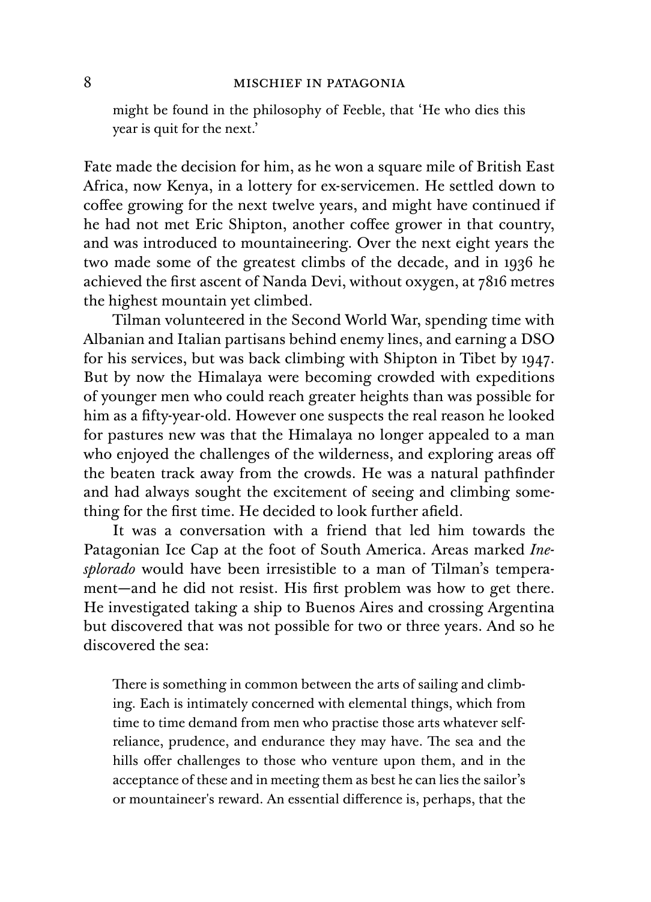> might be found in the philosophy of Feeble, that 'He who dies this year is quit for the next.'

Fate made the decision for him, as he won a square mile of British East Africa, now Kenya, in a lottery for ex-servicemen. He settled down to coffee growing for the next twelve years, and might have continued if he had not met Eric Shipton, another coffee grower in that country, and was introduced to mountaineering. Over the next eight years the two made some of the greatest climbs of the decade, and in 1936 he achieved the first ascent of Nanda Devi, without oxygen, at 7816 metres the highest mountain yet climbed.

Tilman volunteered in the Second World War, spending time with Albanian and Italian partisans behind enemy lines, and earning a DSO for his services, but was back climbing with Shipton in Tibet by 1947. But by now the Himalaya were becoming crowded with expeditions of younger men who could reach greater heights than was possible for him as a fifty-year-old. However one suspects the real reason he looked for pastures new was that the Himalaya no longer appealed to a man who enjoyed the challenges of the wilderness, and exploring areas off the beaten track away from the crowds. He was a natural pathfinder and had always sought the excitement of seeing and climbing something for the first time. He decided to look further afield.

It was a conversation with a friend that led him towards the Patagonian Ice Cap at the foot of South America. Areas marked *Inesplorado* would have been irresistible to a man of Tilman's temperament—and he did not resist. His first problem was how to get there. He investigated taking a ship to Buenos Aires and crossing Argentina but discovered that was not possible for two or three years. And so he discovered the sea:

> There is something in common between the arts of sailing and climbing. Each is intimately concerned with elemental things, which from time to time demand from men who practise those arts whatever self-reliance, prudence, and endurance they may have. The sea and the hills offer challenges to those who venture upon them, and in the acceptance of these and in meeting them as best he can lies the sailor's or mountaineer's reward. An essential difference is, perhaps, that the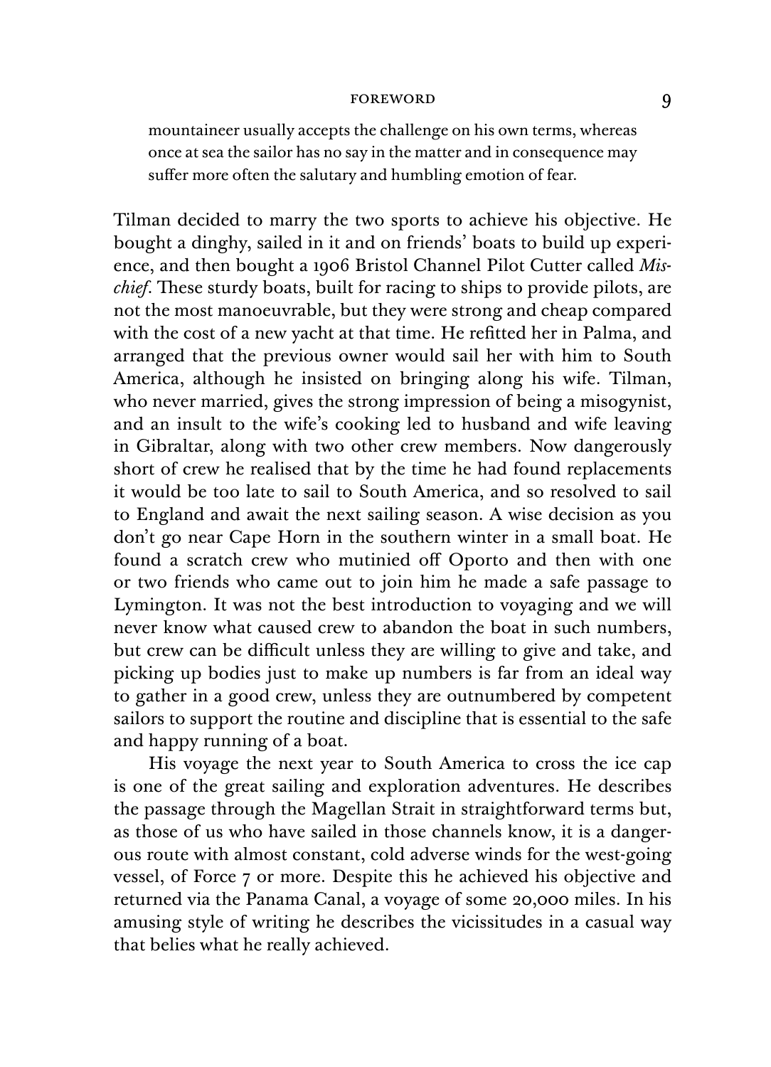mountaineer usually accepts the challenge on his own terms, whereas once at sea the sailor has no say in the matter and in consequence may suffer more often the salutary and humbling emotion of fear.

Tilman decided to marry the two sports to achieve his objective. He bought a dinghy, sailed in it and on friends' boats to build up experience, and then bought a 1906 Bristol Channel Pilot Cutter called *Mischief*. These sturdy boats, built for racing to ships to provide pilots, are not the most manoeuvrable, but they were strong and cheap compared with the cost of a new yacht at that time. He refitted her in Palma, and arranged that the previous owner would sail her with him to South America, although he insisted on bringing along his wife. Tilman, who never married, gives the strong impression of being a misogynist, and an insult to the wife's cooking led to husband and wife leaving in Gibraltar, along with two other crew members. Now dangerously short of crew he realised that by the time he had found replacements it would be too late to sail to South America, and so resolved to sail to England and await the next sailing season. A wise decision as you don't go near Cape Horn in the southern winter in a small boat. He found a scratch crew who mutinied off Oporto and then with one or two friends who came out to join him he made a safe passage to Lymington. It was not the best introduction to voyaging and we will never know what caused crew to abandon the boat in such numbers, but crew can be difficult unless they are willing to give and take, and picking up bodies just to make up numbers is far from an ideal way to gather in a good crew, unless they are outnumbered by competent sailors to support the routine and discipline that is essential to the safe and happy running of a boat.

His voyage the next year to South America to cross the ice cap is one of the great sailing and exploration adventures. He describes the passage through the Magellan Strait in straightforward terms but, as those of us who have sailed in those channels know, it is a dangerous route with almost constant, cold adverse winds for the west-going vessel, of Force 7 or more. Despite this he achieved his objective and returned via the Panama Canal, a voyage of some 20,000 miles. In his amusing style of writing he describes the vicissitudes in a casual way that belies what he really achieved.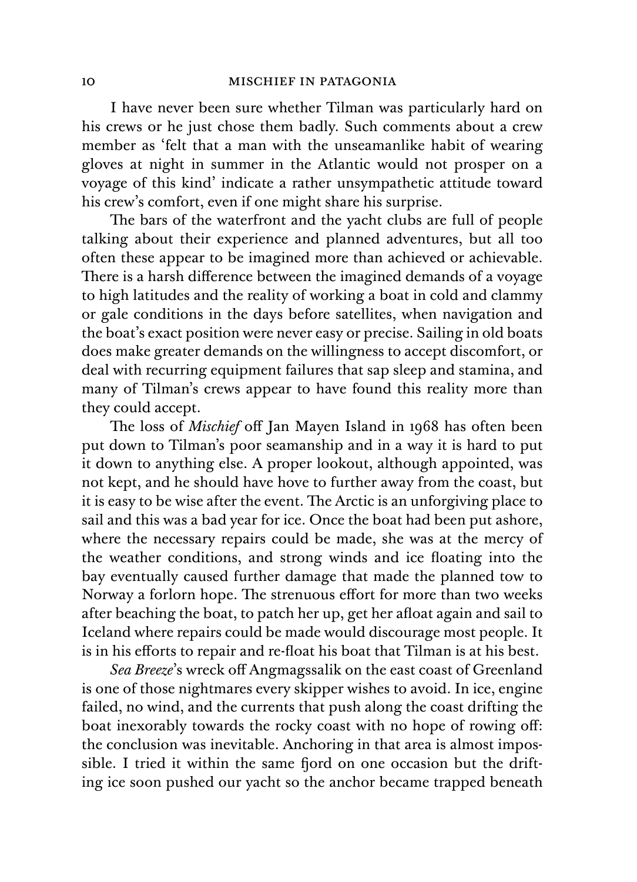I have never been sure whether Tilman was particularly hard on his crews or he just chose them badly. Such comments about a crew member as 'felt that a man with the unseamanlike habit of wearing gloves at night in summer in the Atlantic would not prosper on a voyage of this kind' indicate a rather unsympathetic attitude toward his crew's comfort, even if one might share his surprise.

The bars of the waterfront and the yacht clubs are full of people talking about their experience and planned adventures, but all too often these appear to be imagined more than achieved or achievable. There is a harsh difference between the imagined demands of a voyage to high latitudes and the reality of working a boat in cold and clammy or gale conditions in the days before satellites, when navigation and the boat's exact position were never easy or precise. Sailing in old boats does make greater demands on the willingness to accept discomfort, or deal with recurring equipment failures that sap sleep and stamina, and many of Tilman's crews appear to have found this reality more than they could accept.

The loss of *Mischief* off Jan Mayen Island in 1968 has often been put down to Tilman's poor seamanship and in a way it is hard to put it down to anything else. A proper lookout, although appointed, was not kept, and he should have hove to further away from the coast, but it is easy to be wise after the event. The Arctic is an unforgiving place to sail and this was a bad year for ice. Once the boat had been put ashore, where the necessary repairs could be made, she was at the mercy of the weather conditions, and strong winds and ice floating into the bay eventually caused further damage that made the planned tow to Norway a forlorn hope. The strenuous effort for more than two weeks after beaching the boat, to patch her up, get her afloat again and sail to Iceland where repairs could be made would discourage most people. It is in his efforts to repair and re-float his boat that Tilman is at his best.

*Sea Breeze*'s wreck off Angmagssalik on the east coast of Greenland is one of those nightmares every skipper wishes to avoid. In ice, engine failed, no wind, and the currents that push along the coast drifting the boat inexorably towards the rocky coast with no hope of rowing off: the conclusion was inevitable. Anchoring in that area is almost impossible. I tried it within the same fjord on one occasion but the drifting ice soon pushed our yacht so the anchor became trapped beneath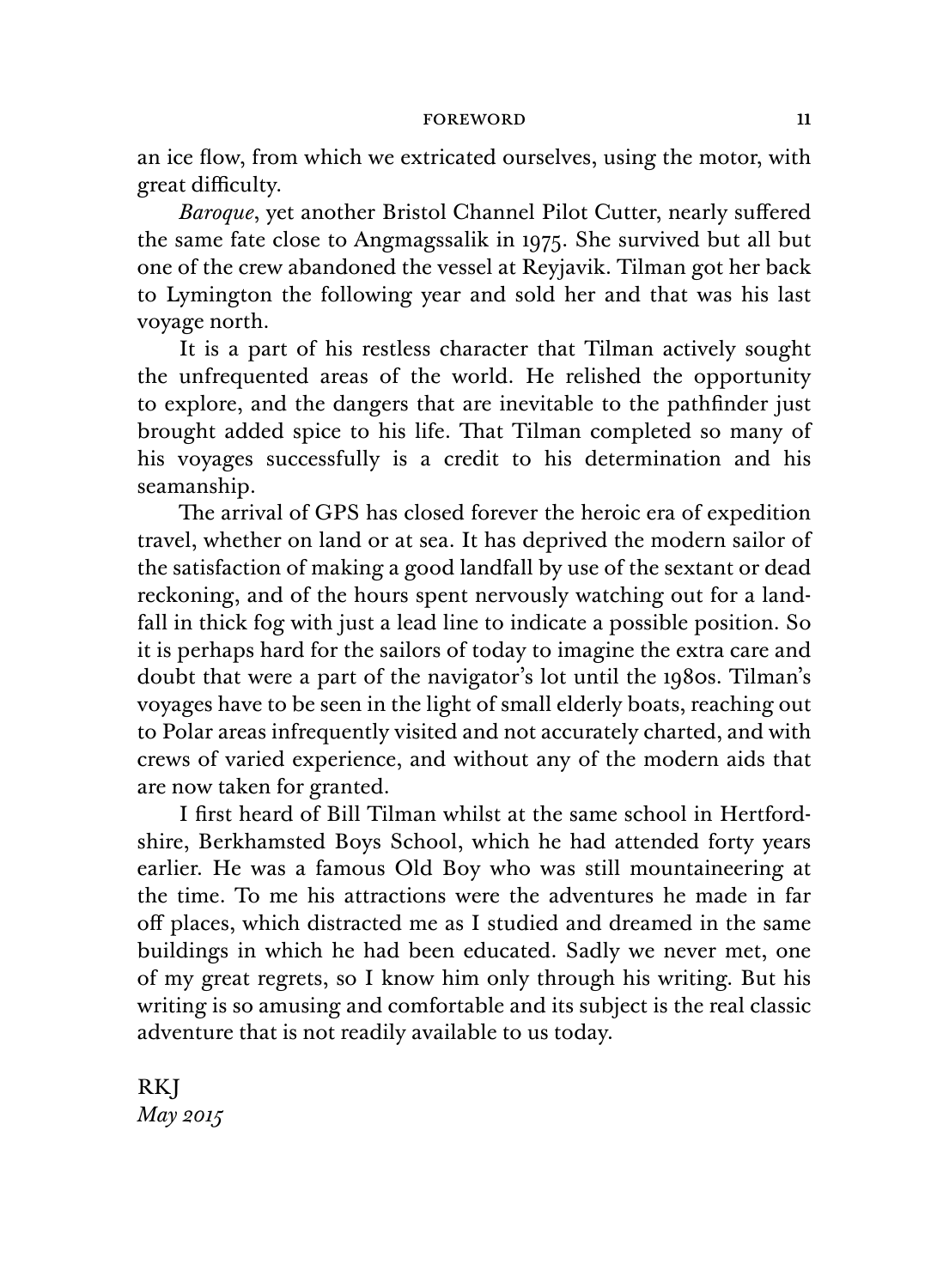an ice flow, from which we extricated ourselves, using the motor, with great difficulty.

*Baroque*, yet another Bristol Channel Pilot Cutter, nearly suffered the same fate close to Angmagssalik in 1975. She survived but all but one of the crew abandoned the vessel at Reyjavik. Tilman got her back to Lymington the following year and sold her and that was his last voyage north.

It is a part of his restless character that Tilman actively sought the unfrequented areas of the world. He relished the opportunity to explore, and the dangers that are inevitable to the pathfinder just brought added spice to his life. That Tilman completed so many of his voyages successfully is a credit to his determination and his seamanship.

The arrival of GPS has closed forever the heroic era of expedition travel, whether on land or at sea. It has deprived the modern sailor of the satisfaction of making a good landfall by use of the sextant or dead reckoning, and of the hours spent nervously watching out for a landfall in thick fog with just a lead line to indicate a possible position. So it is perhaps hard for the sailors of today to imagine the extra care and doubt that were a part of the navigator's lot until the 1980s. Tilman's voyages have to be seen in the light of small elderly boats, reaching out to Polar areas infrequently visited and not accurately charted, and with crews of varied experience, and without any of the modern aids that are now taken for granted.

I first heard of Bill Tilman whilst at the same school in Hertfordshire, Berkhamsted Boys School, which he had attended forty years earlier. He was a famous Old Boy who was still mountaineering at the time. To me his attractions were the adventures he made in far off places, which distracted me as I studied and dreamed in the same buildings in which he had been educated. Sadly we never met, one of my great regrets, so I know him only through his writing. But his writing is so amusing and comfortable and its subject is the real classic adventure that is not readily available to us today.

RKJ
*May 2015*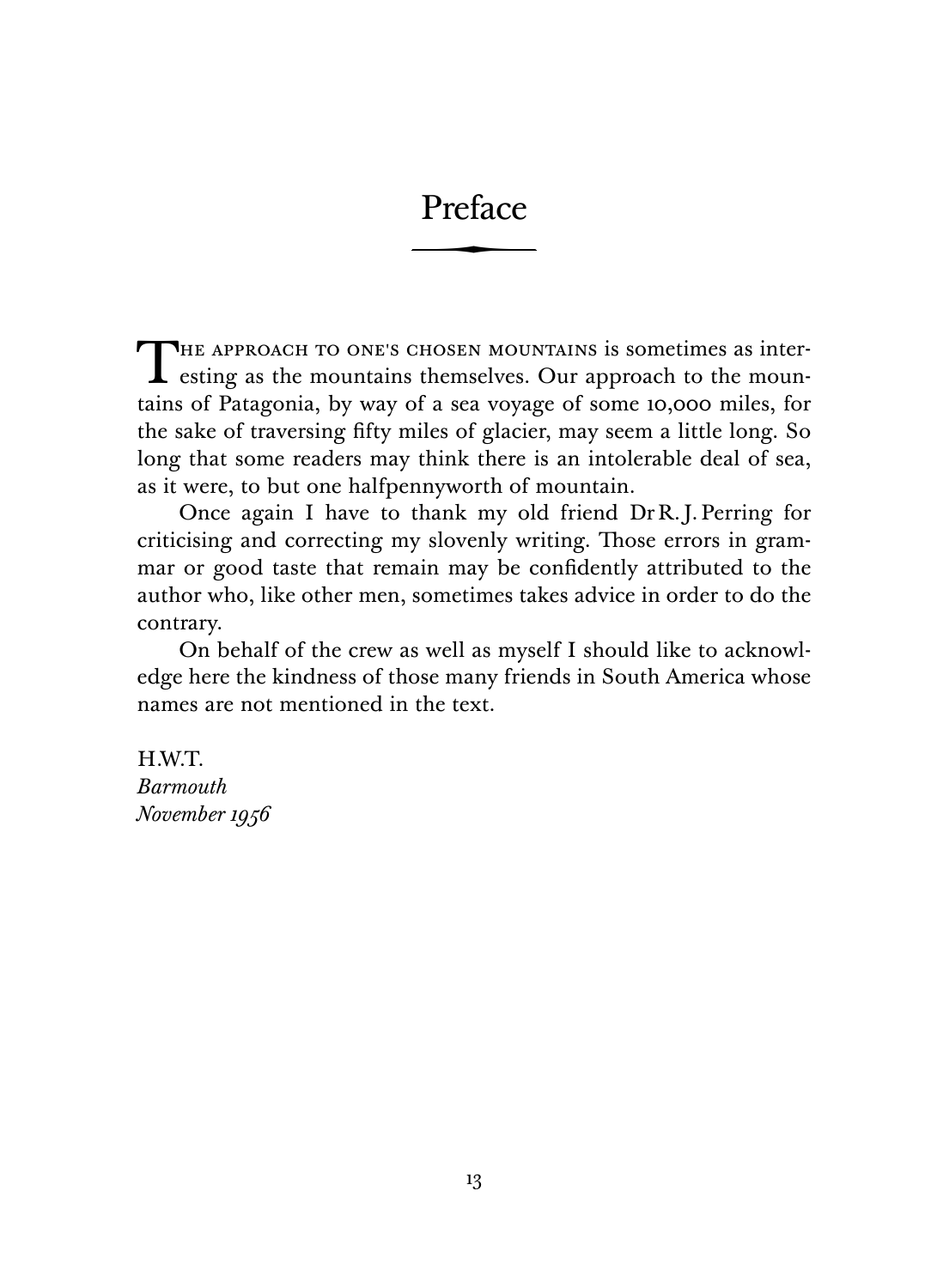# Preface

THE APPROACH TO ONE'S CHOSEN MOUNTAINS is sometimes as interesting as the mountains themselves. Our approach to the mountains of Patagonia, by way of a sea voyage of some 10,000 miles, for the sake of traversing fifty miles of glacier, may seem a little long. So long that some readers may think there is an intolerable deal of sea, as it were, to but one halfpennyworth of mountain.

Once again I have to thank my old friend Dr R. J. Perring for criticising and correcting my slovenly writing. Those errors in grammar or good taste that remain may be confidently attributed to the author who, like other men, sometimes takes advice in order to do the contrary.

On behalf of the crew as well as myself I should like to acknowledge here the kindness of those many friends in South America whose names are not mentioned in the text.

H.W.T.
*Barmouth*
*November 1956*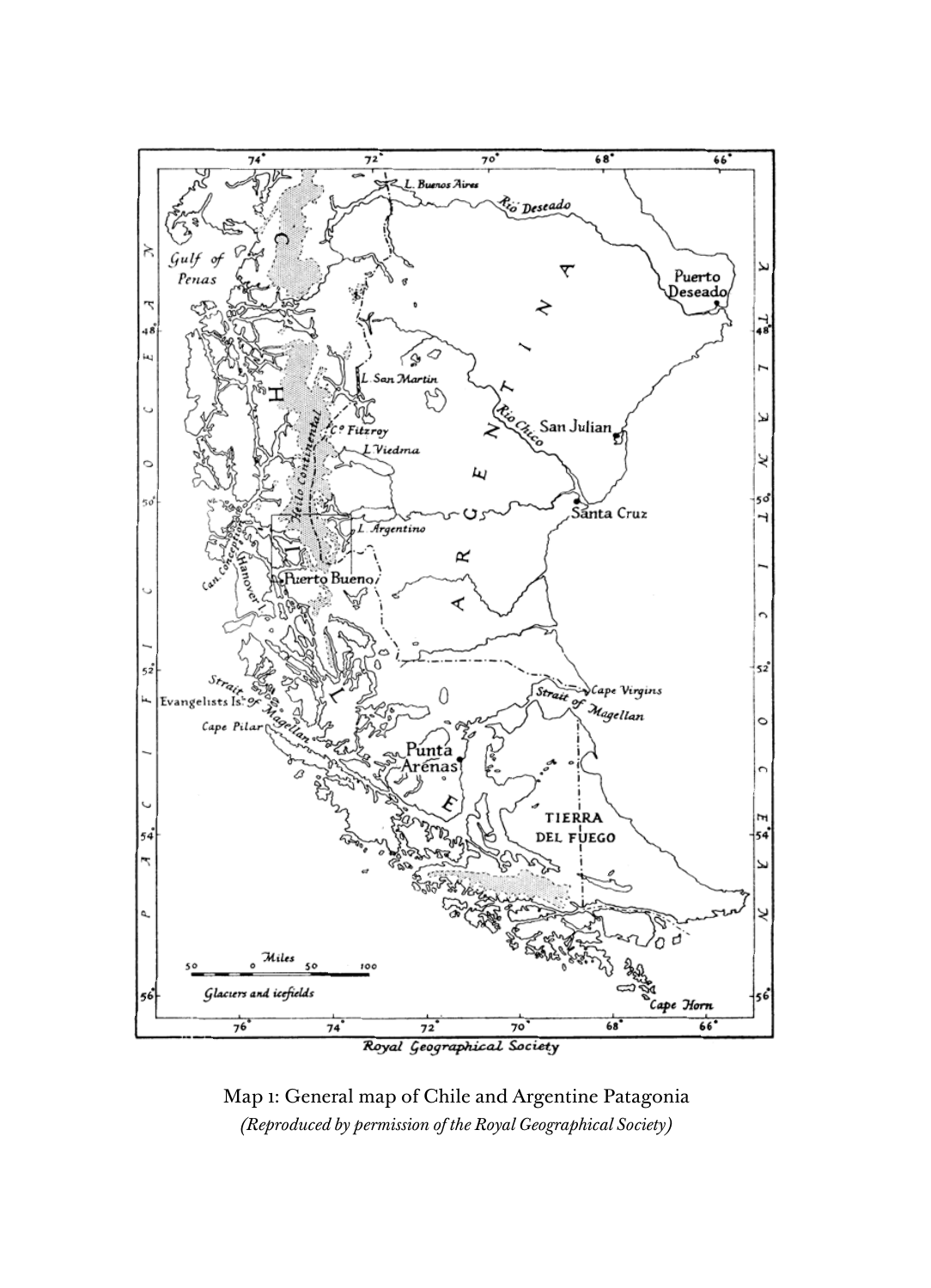Map 1: General map of Chile and Argentine Patagonia

*(Reproduced by permission of the Royal Geographical Society)*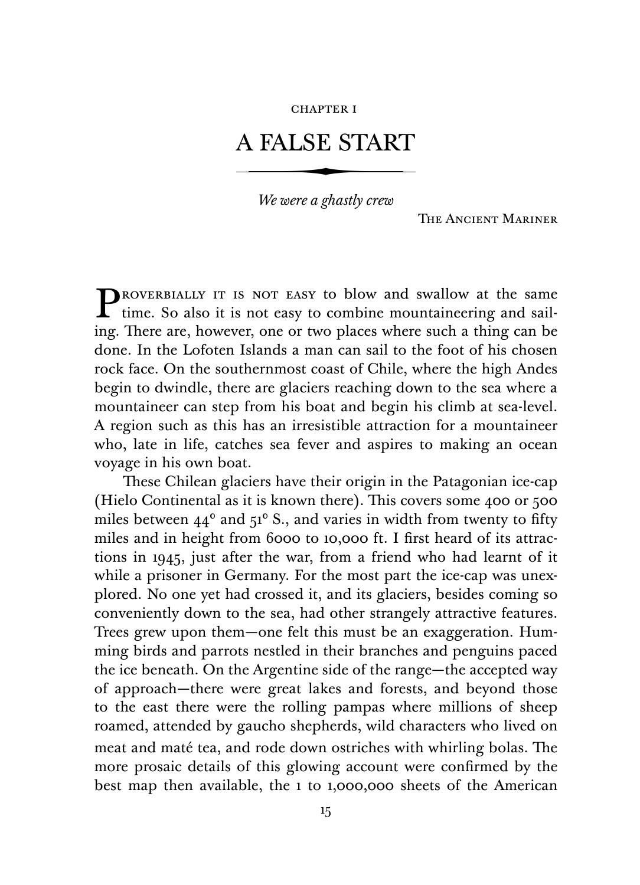CHAPTER I

# A FALSE START

*We were a ghastly crew*

THE ANCIENT MARINER

PROVERBIALLY IT IS NOT EASY to blow and swallow at the same time. So also it is not easy to combine mountaineering and sailing. There are, however, one or two places where such a thing can be done. In the Lofoten Islands a man can sail to the foot of his chosen rock face. On the southernmost coast of Chile, where the high Andes begin to dwindle, there are glaciers reaching down to the sea where a mountaineer can step from his boat and begin his climb at sea-level. A region such as this has an irresistible attraction for a mountaineer who, late in life, catches sea fever and aspires to making an ocean voyage in his own boat.

These Chilean glaciers have their origin in the Patagonian ice-cap (Hielo Continental as it is known there). This covers some 400 or 500 miles between 44° and 51° S., and varies in width from twenty to fifty miles and in height from 6000 to 10,000 ft. I first heard of its attractions in 1945, just after the war, from a friend who had learnt of it while a prisoner in Germany. For the most part the ice-cap was unexplored. No one yet had crossed it, and its glaciers, besides coming so conveniently down to the sea, had other strangely attractive features. Trees grew upon them—one felt this must be an exaggeration. Humming birds and parrots nestled in their branches and penguins paced the ice beneath. On the Argentine side of the range—the accepted way of approach—there were great lakes and forests, and beyond those to the east there were the rolling pampas where millions of sheep roamed, attended by gaucho shepherds, wild characters who lived on meat and maté tea, and rode down ostriches with whirling bolas. The more prosaic details of this glowing account were confirmed by the best map then available, the 1 to 1,000,000 sheets of the American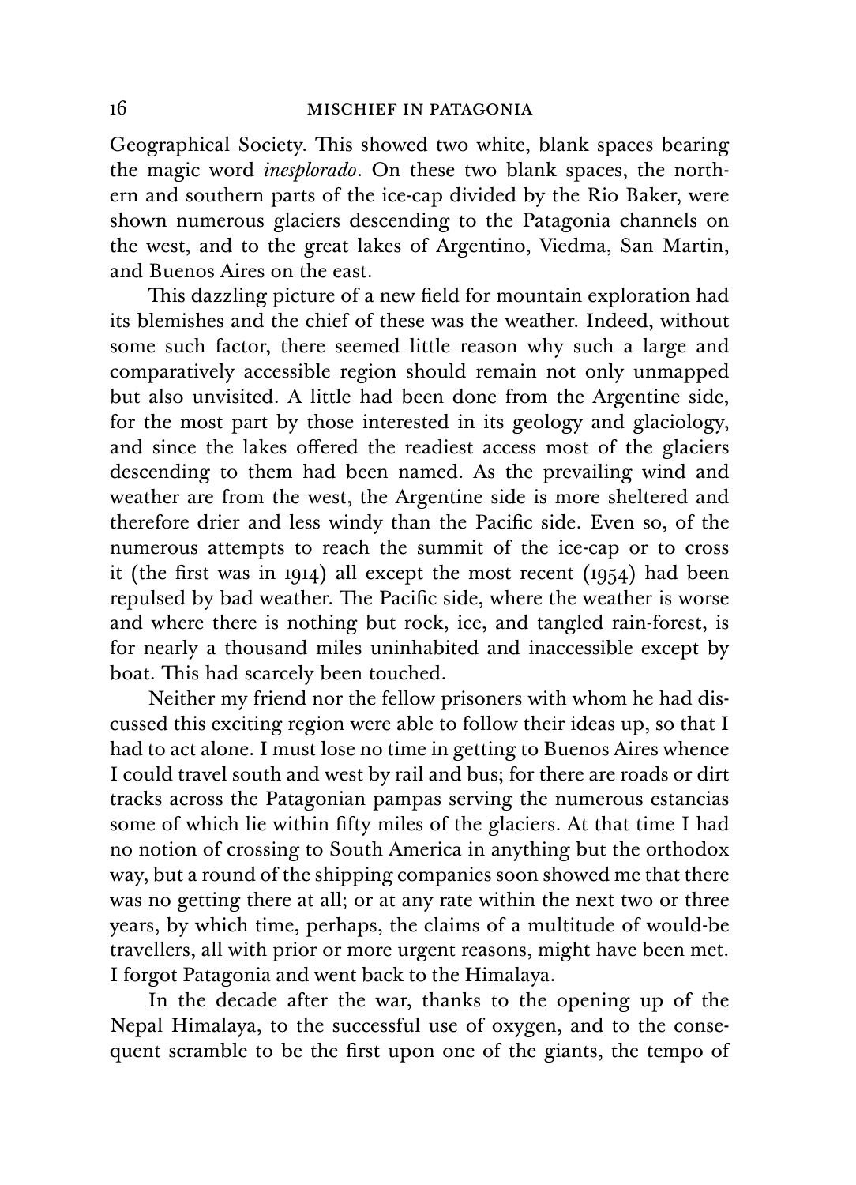Geographical Society. This showed two white, blank spaces bearing the magic word *inesplorado*. On these two blank spaces, the northern and southern parts of the ice-cap divided by the Rio Baker, were shown numerous glaciers descending to the Patagonia channels on the west, and to the great lakes of Argentino, Viedma, San Martin, and Buenos Aires on the east.

This dazzling picture of a new field for mountain exploration had its blemishes and the chief of these was the weather. Indeed, without some such factor, there seemed little reason why such a large and comparatively accessible region should remain not only unmapped but also unvisited. A little had been done from the Argentine side, for the most part by those interested in its geology and glaciology, and since the lakes offered the readiest access most of the glaciers descending to them had been named. As the prevailing wind and weather are from the west, the Argentine side is more sheltered and therefore drier and less windy than the Pacific side. Even so, of the numerous attempts to reach the summit of the ice-cap or to cross it (the first was in 1914) all except the most recent (1954) had been repulsed by bad weather. The Pacific side, where the weather is worse and where there is nothing but rock, ice, and tangled rain-forest, is for nearly a thousand miles uninhabited and inaccessible except by boat. This had scarcely been touched.

Neither my friend nor the fellow prisoners with whom he had discussed this exciting region were able to follow their ideas up, so that I had to act alone. I must lose no time in getting to Buenos Aires whence I could travel south and west by rail and bus; for there are roads or dirt tracks across the Patagonian pampas serving the numerous estancias some of which lie within fifty miles of the glaciers. At that time I had no notion of crossing to South America in anything but the orthodox way, but a round of the shipping companies soon showed me that there was no getting there at all; or at any rate within the next two or three years, by which time, perhaps, the claims of a multitude of would-be travellers, all with prior or more urgent reasons, might have been met. I forgot Patagonia and went back to the Himalaya.

In the decade after the war, thanks to the opening up of the Nepal Himalaya, to the successful use of oxygen, and to the consequent scramble to be the first upon one of the giants, the tempo of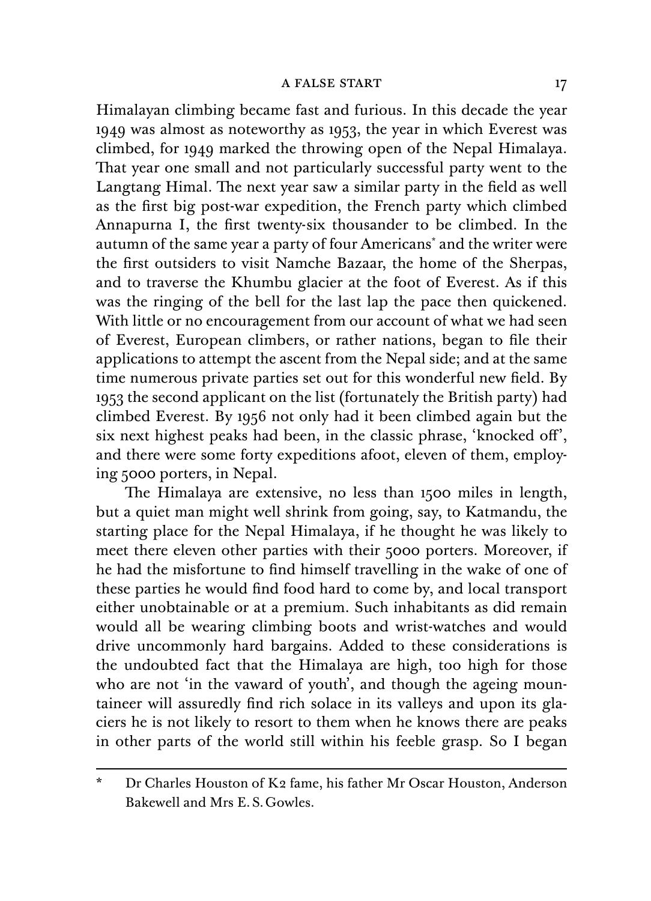Himalayan climbing became fast and furious. In this decade the year 1949 was almost as noteworthy as 1953, the year in which Everest was climbed, for 1949 marked the throwing open of the Nepal Himalaya. That year one small and not particularly successful party went to the Langtang Himal. The next year saw a similar party in the field as well as the first big post-war expedition, the French party which climbed Annapurna I, the first twenty-six thousander to be climbed. In the autumn of the same year a party of four Americans* and the writer were the first outsiders to visit Namche Bazaar, the home of the Sherpas, and to traverse the Khumbu glacier at the foot of Everest. As if this was the ringing of the bell for the last lap the pace then quickened. With little or no encouragement from our account of what we had seen of Everest, European climbers, or rather nations, began to file their applications to attempt the ascent from the Nepal side; and at the same time numerous private parties set out for this wonderful new field. By 1953 the second applicant on the list (fortunately the British party) had climbed Everest. By 1956 not only had it been climbed again but the six next highest peaks had been, in the classic phrase, 'knocked off', and there were some forty expeditions afoot, eleven of them, employing 5000 porters, in Nepal.

The Himalaya are extensive, no less than 1500 miles in length, but a quiet man might well shrink from going, say, to Katmandu, the starting place for the Nepal Himalaya, if he thought he was likely to meet there eleven other parties with their 5000 porters. Moreover, if he had the misfortune to find himself travelling in the wake of one of these parties he would find food hard to come by, and local transport either unobtainable or at a premium. Such inhabitants as did remain would all be wearing climbing boots and wrist-watches and would drive uncommonly hard bargains. Added to these considerations is the undoubted fact that the Himalaya are high, too high for those who are not 'in the vaward of youth', and though the ageing mountaineer will assuredly find rich solace in its valleys and upon its glaciers he is not likely to resort to them when he knows there are peaks in other parts of the world still within his feeble grasp. So I began

---

\* Dr Charles Houston of K2 fame, his father Mr Oscar Houston, Anderson Bakewell and Mrs E. S. Gowles.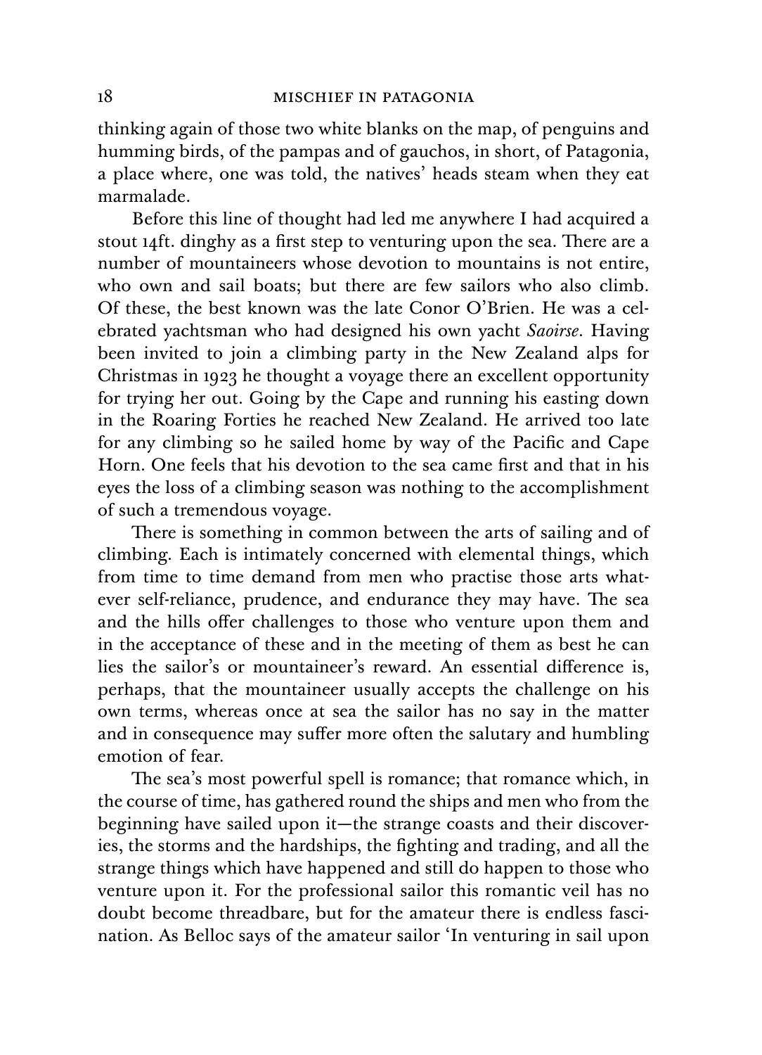thinking again of those two white blanks on the map, of penguins and humming birds, of the pampas and of gauchos, in short, of Patagonia, a place where, one was told, the natives' heads steam when they eat marmalade.

Before this line of thought had led me anywhere I had acquired a stout 14ft. dinghy as a first step to venturing upon the sea. There are a number of mountaineers whose devotion to mountains is not entire, who own and sail boats; but there are few sailors who also climb. Of these, the best known was the late Conor O'Brien. He was a celebrated yachtsman who had designed his own yacht *Saoirse*. Having been invited to join a climbing party in the New Zealand alps for Christmas in 1923 he thought a voyage there an excellent opportunity for trying her out. Going by the Cape and running his easting down in the Roaring Forties he reached New Zealand. He arrived too late for any climbing so he sailed home by way of the Pacific and Cape Horn. One feels that his devotion to the sea came first and that in his eyes the loss of a climbing season was nothing to the accomplishment of such a tremendous voyage.

There is something in common between the arts of sailing and of climbing. Each is intimately concerned with elemental things, which from time to time demand from men who practise those arts whatever self-reliance, prudence, and endurance they may have. The sea and the hills offer challenges to those who venture upon them and in the acceptance of these and in the meeting of them as best he can lies the sailor's or mountaineer's reward. An essential difference is, perhaps, that the mountaineer usually accepts the challenge on his own terms, whereas once at sea the sailor has no say in the matter and in consequence may suffer more often the salutary and humbling emotion of fear.

The sea's most powerful spell is romance; that romance which, in the course of time, has gathered round the ships and men who from the beginning have sailed upon it—the strange coasts and their discoveries, the storms and the hardships, the fighting and trading, and all the strange things which have happened and still do happen to those who venture upon it. For the professional sailor this romantic veil has no doubt become threadbare, but for the amateur there is endless fascination. As Belloc says of the amateur sailor 'In venturing in sail upon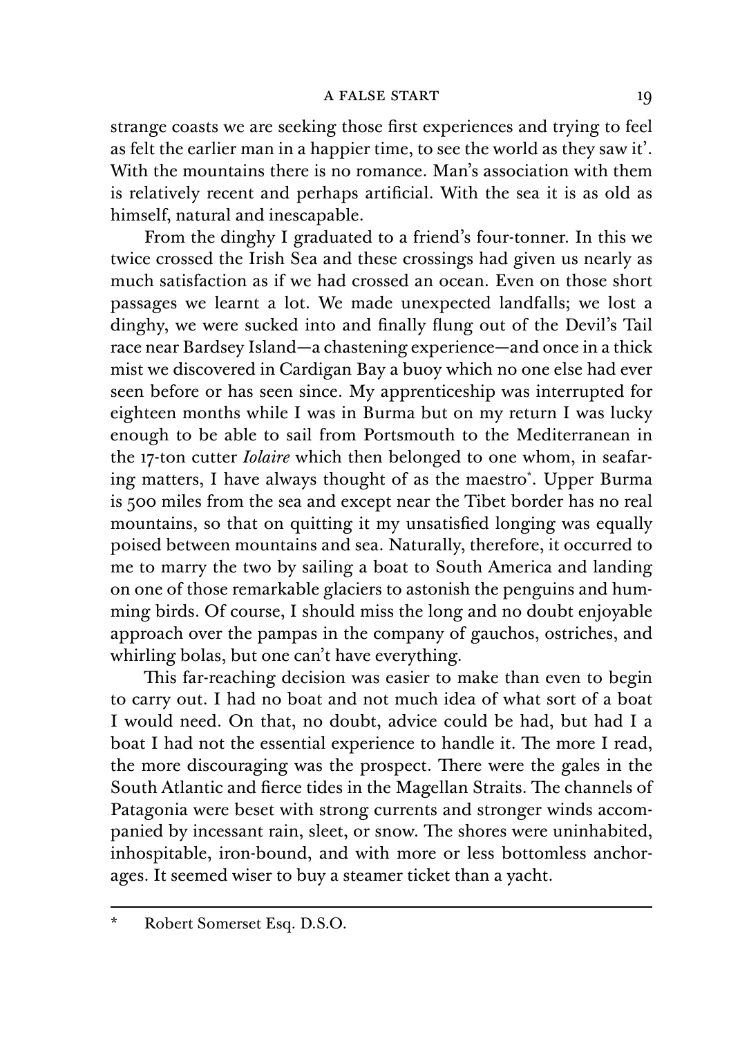strange coasts we are seeking those first experiences and trying to feel as felt the earlier man in a happier time, to see the world as they saw it'. With the mountains there is no romance. Man's association with them is relatively recent and perhaps artificial. With the sea it is as old as himself, natural and inescapable.

From the dinghy I graduated to a friend's four-tonner. In this we twice crossed the Irish Sea and these crossings had given us nearly as much satisfaction as if we had crossed an ocean. Even on those short passages we learnt a lot. We made unexpected landfalls; we lost a dinghy, we were sucked into and finally flung out of the Devil's Tail race near Bardsey Island—a chastening experience—and once in a thick mist we discovered in Cardigan Bay a buoy which no one else had ever seen before or has seen since. My apprenticeship was interrupted for eighteen months while I was in Burma but on my return I was lucky enough to be able to sail from Portsmouth to the Mediterranean in the 17-ton cutter *Iolaire* which then belonged to one whom, in seafaring matters, I have always thought of as the maestro*. Upper Burma is 500 miles from the sea and except near the Tibet border has no real mountains, so that on quitting it my unsatisfied longing was equally poised between mountains and sea. Naturally, therefore, it occurred to me to marry the two by sailing a boat to South America and landing on one of those remarkable glaciers to astonish the penguins and humming birds. Of course, I should miss the long and no doubt enjoyable approach over the pampas in the company of gauchos, ostriches, and whirling bolas, but one can't have everything.

This far-reaching decision was easier to make than even to begin to carry out. I had no boat and not much idea of what sort of a boat I would need. On that, no doubt, advice could be had, but had I a boat I had not the essential experience to handle it. The more I read, the more discouraging was the prospect. There were the gales in the South Atlantic and fierce tides in the Magellan Straits. The channels of Patagonia were beset with strong currents and stronger winds accompanied by incessant rain, sleet, or snow. The shores were uninhabited, inhospitable, iron-bound, and with more or less bottomless anchorages. It seemed wiser to buy a steamer ticket than a yacht.

---

\* Robert Somerset Esq. D.S.O.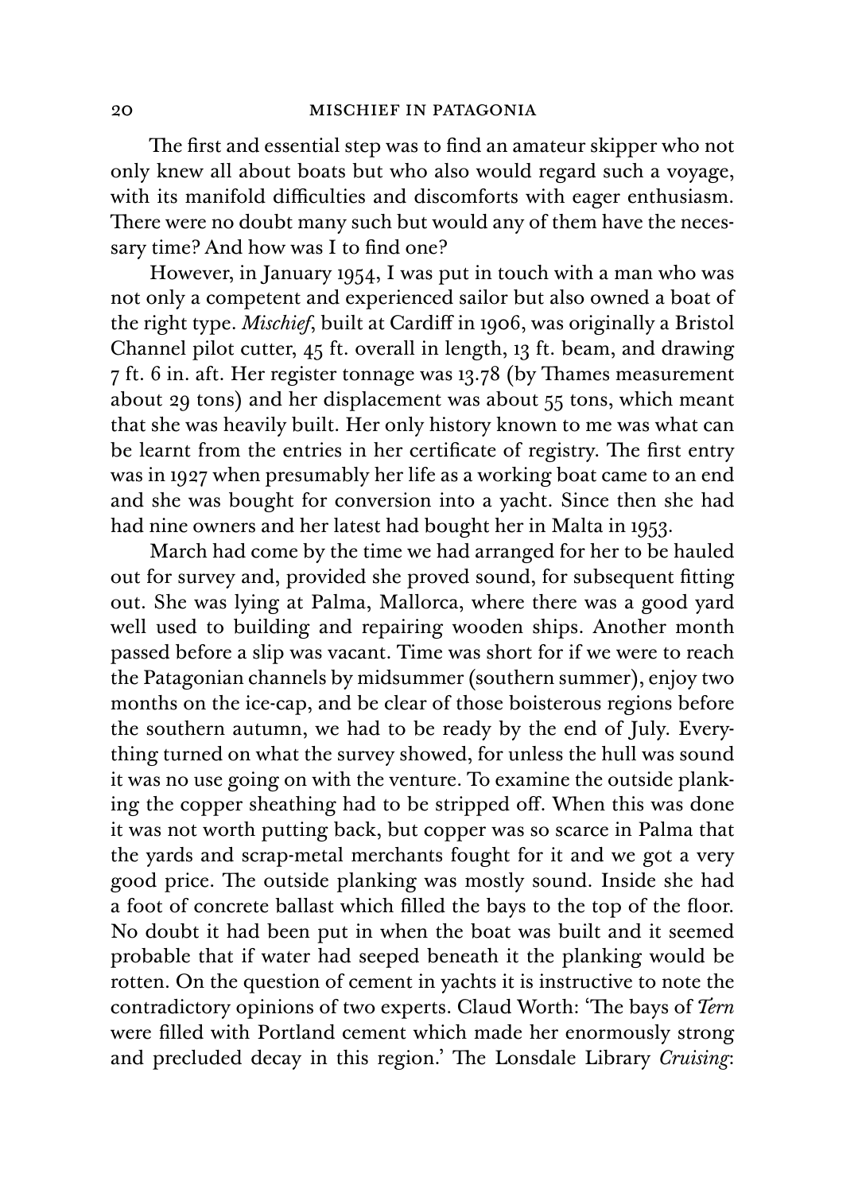The first and essential step was to find an amateur skipper who not only knew all about boats but who also would regard such a voyage, with its manifold difficulties and discomforts with eager enthusiasm. There were no doubt many such but would any of them have the necessary time? And how was I to find one?

However, in January 1954, I was put in touch with a man who was not only a competent and experienced sailor but also owned a boat of the right type. *Mischief*, built at Cardiff in 1906, was originally a Bristol Channel pilot cutter, 45 ft. overall in length, 13 ft. beam, and drawing 7 ft. 6 in. aft. Her register tonnage was 13.78 (by Thames measurement about 29 tons) and her displacement was about 55 tons, which meant that she was heavily built. Her only history known to me was what can be learnt from the entries in her certificate of registry. The first entry was in 1927 when presumably her life as a working boat came to an end and she was bought for conversion into a yacht. Since then she had had nine owners and her latest had bought her in Malta in 1953.

March had come by the time we had arranged for her to be hauled out for survey and, provided she proved sound, for subsequent fitting out. She was lying at Palma, Mallorca, where there was a good yard well used to building and repairing wooden ships. Another month passed before a slip was vacant. Time was short for if we were to reach the Patagonian channels by midsummer (southern summer), enjoy two months on the ice-cap, and be clear of those boisterous regions before the southern autumn, we had to be ready by the end of July. Everything turned on what the survey showed, for unless the hull was sound it was no use going on with the venture. To examine the outside planking the copper sheathing had to be stripped off. When this was done it was not worth putting back, but copper was so scarce in Palma that the yards and scrap-metal merchants fought for it and we got a very good price. The outside planking was mostly sound. Inside she had a foot of concrete ballast which filled the bays to the top of the floor. No doubt it had been put in when the boat was built and it seemed probable that if water had seeped beneath it the planking would be rotten. On the question of cement in yachts it is instructive to note the contradictory opinions of two experts. Claud Worth: 'The bays of *Tern* were filled with Portland cement which made her enormously strong and precluded decay in this region.' The Lonsdale Library *Cruising*: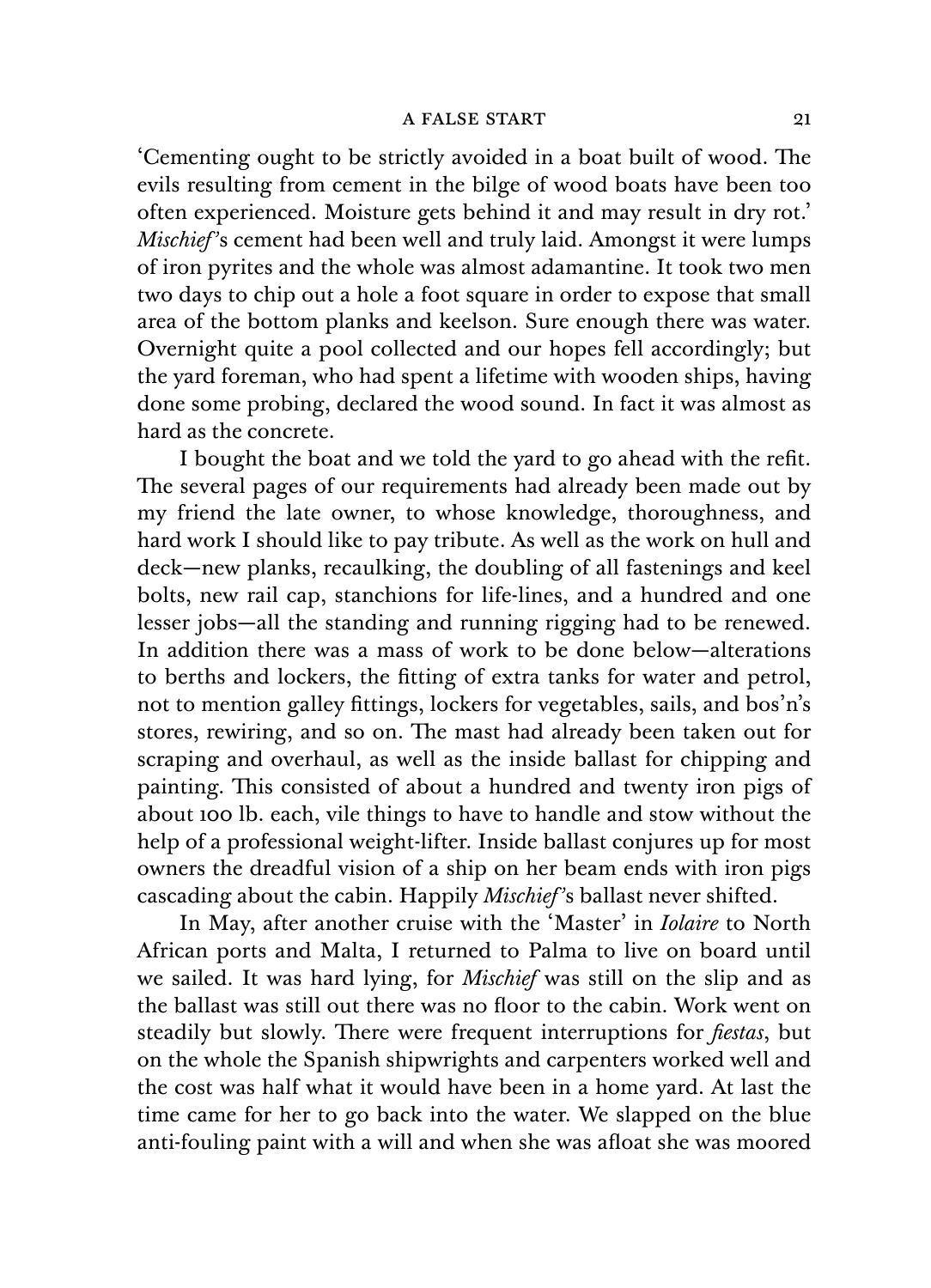'Cementing ought to be strictly avoided in a boat built of wood. The evils resulting from cement in the bilge of wood boats have been too often experienced. Moisture gets behind it and may result in dry rot.' *Mischief*'s cement had been well and truly laid. Amongst it were lumps of iron pyrites and the whole was almost adamantine. It took two men two days to chip out a hole a foot square in order to expose that small area of the bottom planks and keelson. Sure enough there was water. Overnight quite a pool collected and our hopes fell accordingly; but the yard foreman, who had spent a lifetime with wooden ships, having done some probing, declared the wood sound. In fact it was almost as hard as the concrete.

I bought the boat and we told the yard to go ahead with the refit. The several pages of our requirements had already been made out by my friend the late owner, to whose knowledge, thoroughness, and hard work I should like to pay tribute. As well as the work on hull and deck—new planks, recaulking, the doubling of all fastenings and keel bolts, new rail cap, stanchions for life-lines, and a hundred and one lesser jobs—all the standing and running rigging had to be renewed. In addition there was a mass of work to be done below—alterations to berths and lockers, the fitting of extra tanks for water and petrol, not to mention galley fittings, lockers for vegetables, sails, and bos'n's stores, rewiring, and so on. The mast had already been taken out for scraping and overhaul, as well as the inside ballast for chipping and painting. This consisted of about a hundred and twenty iron pigs of about 100 lb. each, vile things to have to handle and stow without the help of a professional weight-lifter. Inside ballast conjures up for most owners the dreadful vision of a ship on her beam ends with iron pigs cascading about the cabin. Happily *Mischief*'s ballast never shifted.

In May, after another cruise with the 'Master' in *Iolaire* to North African ports and Malta, I returned to Palma to live on board until we sailed. It was hard lying, for *Mischief* was still on the slip and as the ballast was still out there was no floor to the cabin. Work went on steadily but slowly. There were frequent interruptions for *fiestas*, but on the whole the Spanish shipwrights and carpenters worked well and the cost was half what it would have been in a home yard. At last the time came for her to go back into the water. We slapped on the blue anti-fouling paint with a will and when she was afloat she was moored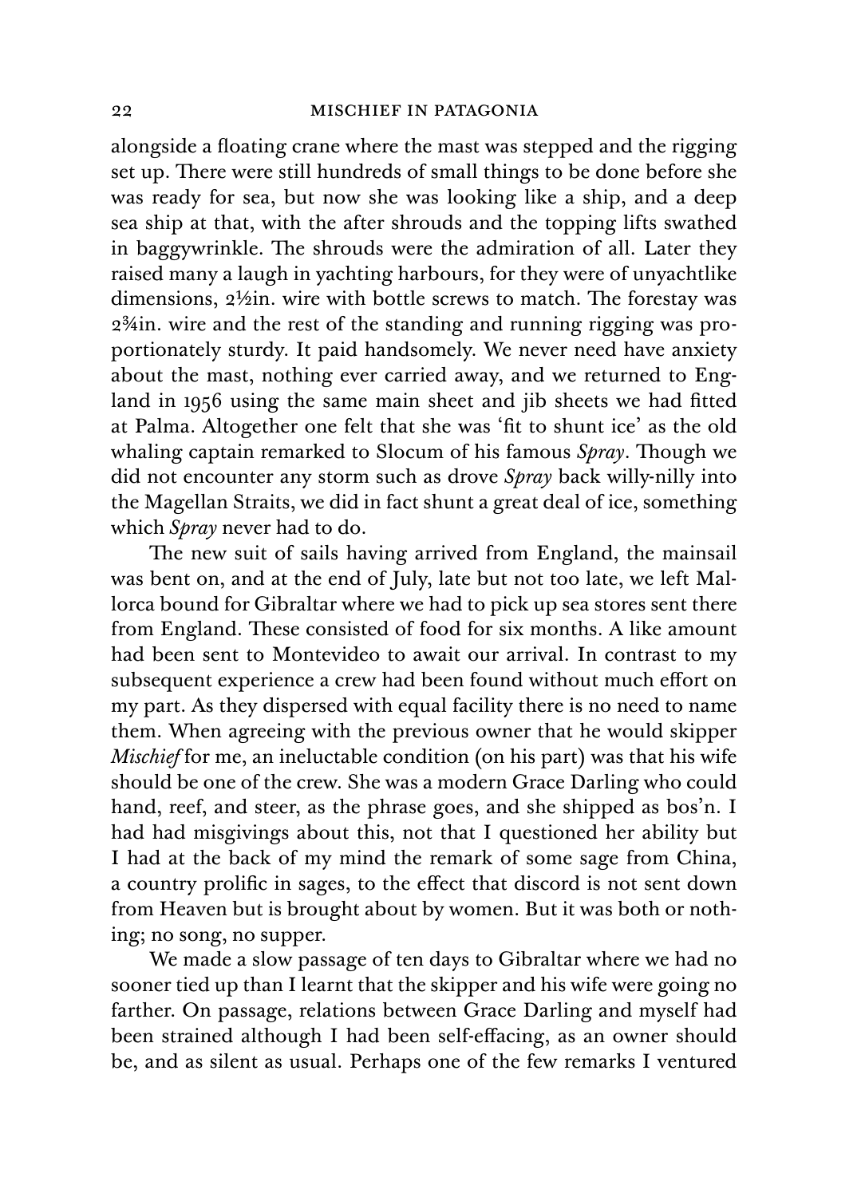alongside a floating crane where the mast was stepped and the rigging set up. There were still hundreds of small things to be done before she was ready for sea, but now she was looking like a ship, and a deep sea ship at that, with the after shrouds and the topping lifts swathed in baggywrinkle. The shrouds were the admiration of all. Later they raised many a laugh in yachting harbours, for they were of unyachtlike dimensions, 2½in. wire with bottle screws to match. The forestay was 2¾in. wire and the rest of the standing and running rigging was proportionately sturdy. It paid handsomely. We never need have anxiety about the mast, nothing ever carried away, and we returned to England in 1956 using the same main sheet and jib sheets we had fitted at Palma. Altogether one felt that she was 'fit to shunt ice' as the old whaling captain remarked to Slocum of his famous *Spray*. Though we did not encounter any storm such as drove *Spray* back willy-nilly into the Magellan Straits, we did in fact shunt a great deal of ice, something which *Spray* never had to do.

The new suit of sails having arrived from England, the mainsail was bent on, and at the end of July, late but not too late, we left Mallorca bound for Gibraltar where we had to pick up sea stores sent there from England. These consisted of food for six months. A like amount had been sent to Montevideo to await our arrival. In contrast to my subsequent experience a crew had been found without much effort on my part. As they dispersed with equal facility there is no need to name them. When agreeing with the previous owner that he would skipper *Mischief* for me, an ineluctable condition (on his part) was that his wife should be one of the crew. She was a modern Grace Darling who could hand, reef, and steer, as the phrase goes, and she shipped as bos'n. I had had misgivings about this, not that I questioned her ability but I had at the back of my mind the remark of some sage from China, a country prolific in sages, to the effect that discord is not sent down from Heaven but is brought about by women. But it was both or nothing; no song, no supper.

We made a slow passage of ten days to Gibraltar where we had no sooner tied up than I learnt that the skipper and his wife were going no farther. On passage, relations between Grace Darling and myself had been strained although I had been self-effacing, as an owner should be, and as silent as usual. Perhaps one of the few remarks I ventured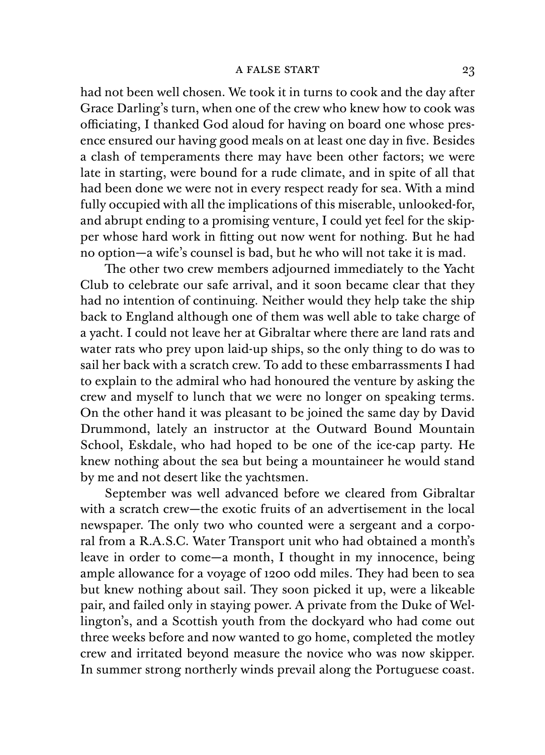had not been well chosen. We took it in turns to cook and the day after Grace Darling's turn, when one of the crew who knew how to cook was officiating, I thanked God aloud for having on board one whose presence ensured our having good meals on at least one day in five. Besides a clash of temperaments there may have been other factors; we were late in starting, were bound for a rude climate, and in spite of all that had been done we were not in every respect ready for sea. With a mind fully occupied with all the implications of this miserable, unlooked-for, and abrupt ending to a promising venture, I could yet feel for the skipper whose hard work in fitting out now went for nothing. But he had no option—a wife's counsel is bad, but he who will not take it is mad.

The other two crew members adjourned immediately to the Yacht Club to celebrate our safe arrival, and it soon became clear that they had no intention of continuing. Neither would they help take the ship back to England although one of them was well able to take charge of a yacht. I could not leave her at Gibraltar where there are land rats and water rats who prey upon laid-up ships, so the only thing to do was to sail her back with a scratch crew. To add to these embarrassments I had to explain to the admiral who had honoured the venture by asking the crew and myself to lunch that we were no longer on speaking terms. On the other hand it was pleasant to be joined the same day by David Drummond, lately an instructor at the Outward Bound Mountain School, Eskdale, who had hoped to be one of the ice-cap party. He knew nothing about the sea but being a mountaineer he would stand by me and not desert like the yachtsmen.

September was well advanced before we cleared from Gibraltar with a scratch crew—the exotic fruits of an advertisement in the local newspaper. The only two who counted were a sergeant and a corporal from a R.A.S.C. Water Transport unit who had obtained a month's leave in order to come—a month, I thought in my innocence, being ample allowance for a voyage of 1200 odd miles. They had been to sea but knew nothing about sail. They soon picked it up, were a likeable pair, and failed only in staying power. A private from the Duke of Wellington's, and a Scottish youth from the dockyard who had come out three weeks before and now wanted to go home, completed the motley crew and irritated beyond measure the novice who was now skipper. In summer strong northerly winds prevail along the Portuguese coast.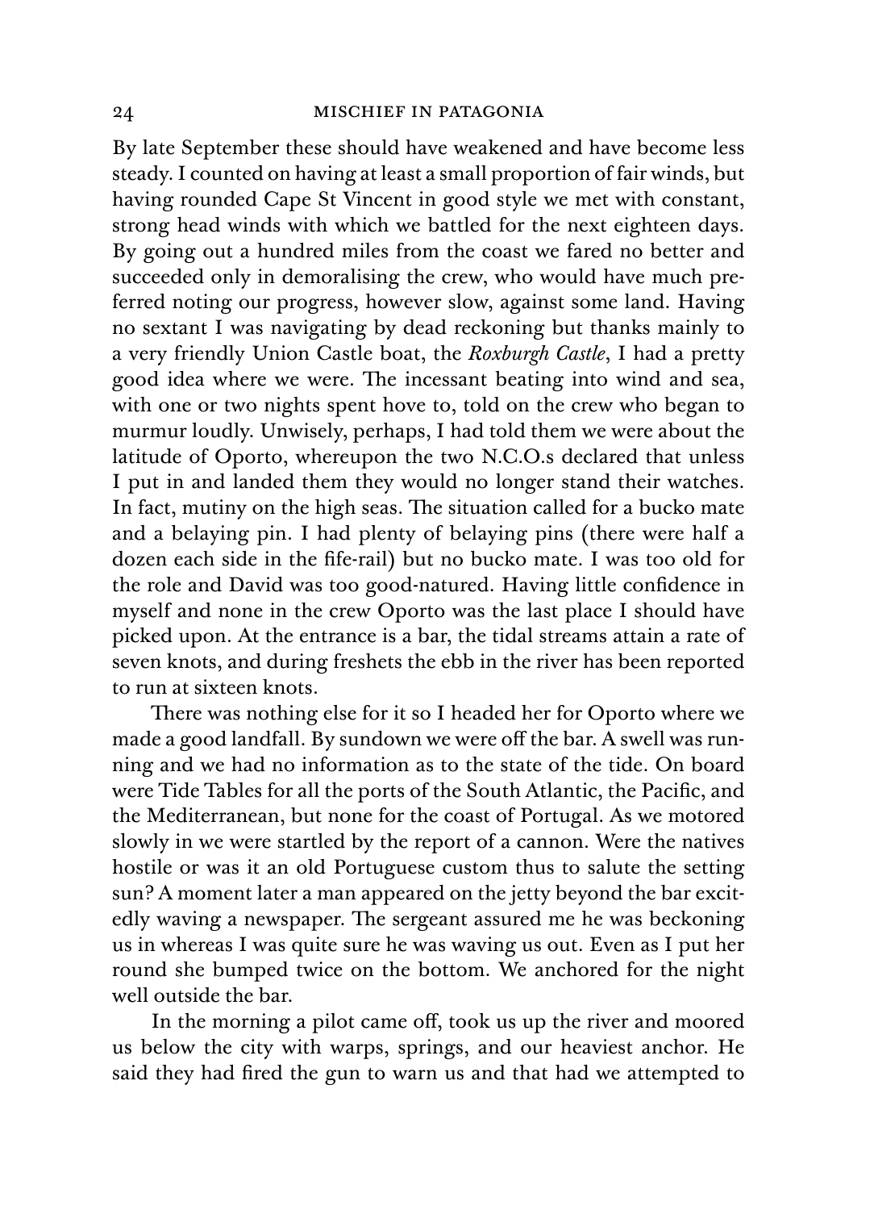By late September these should have weakened and have become less steady. I counted on having at least a small proportion of fair winds, but having rounded Cape St Vincent in good style we met with constant, strong head winds with which we battled for the next eighteen days. By going out a hundred miles from the coast we fared no better and succeeded only in demoralising the crew, who would have much preferred noting our progress, however slow, against some land. Having no sextant I was navigating by dead reckoning but thanks mainly to a very friendly Union Castle boat, the *Roxburgh Castle*, I had a pretty good idea where we were. The incessant beating into wind and sea, with one or two nights spent hove to, told on the crew who began to murmur loudly. Unwisely, perhaps, I had told them we were about the latitude of Oporto, whereupon the two N.C.O.s declared that unless I put in and landed them they would no longer stand their watches. In fact, mutiny on the high seas. The situation called for a bucko mate and a belaying pin. I had plenty of belaying pins (there were half a dozen each side in the fife-rail) but no bucko mate. I was too old for the role and David was too good-natured. Having little confidence in myself and none in the crew Oporto was the last place I should have picked upon. At the entrance is a bar, the tidal streams attain a rate of seven knots, and during freshets the ebb in the river has been reported to run at sixteen knots.

There was nothing else for it so I headed her for Oporto where we made a good landfall. By sundown we were off the bar. A swell was running and we had no information as to the state of the tide. On board were Tide Tables for all the ports of the South Atlantic, the Pacific, and the Mediterranean, but none for the coast of Portugal. As we motored slowly in we were startled by the report of a cannon. Were the natives hostile or was it an old Portuguese custom thus to salute the setting sun? A moment later a man appeared on the jetty beyond the bar excitedly waving a newspaper. The sergeant assured me he was beckoning us in whereas I was quite sure he was waving us out. Even as I put her round she bumped twice on the bottom. We anchored for the night well outside the bar.

In the morning a pilot came off, took us up the river and moored us below the city with warps, springs, and our heaviest anchor. He said they had fired the gun to warn us and that had we attempted to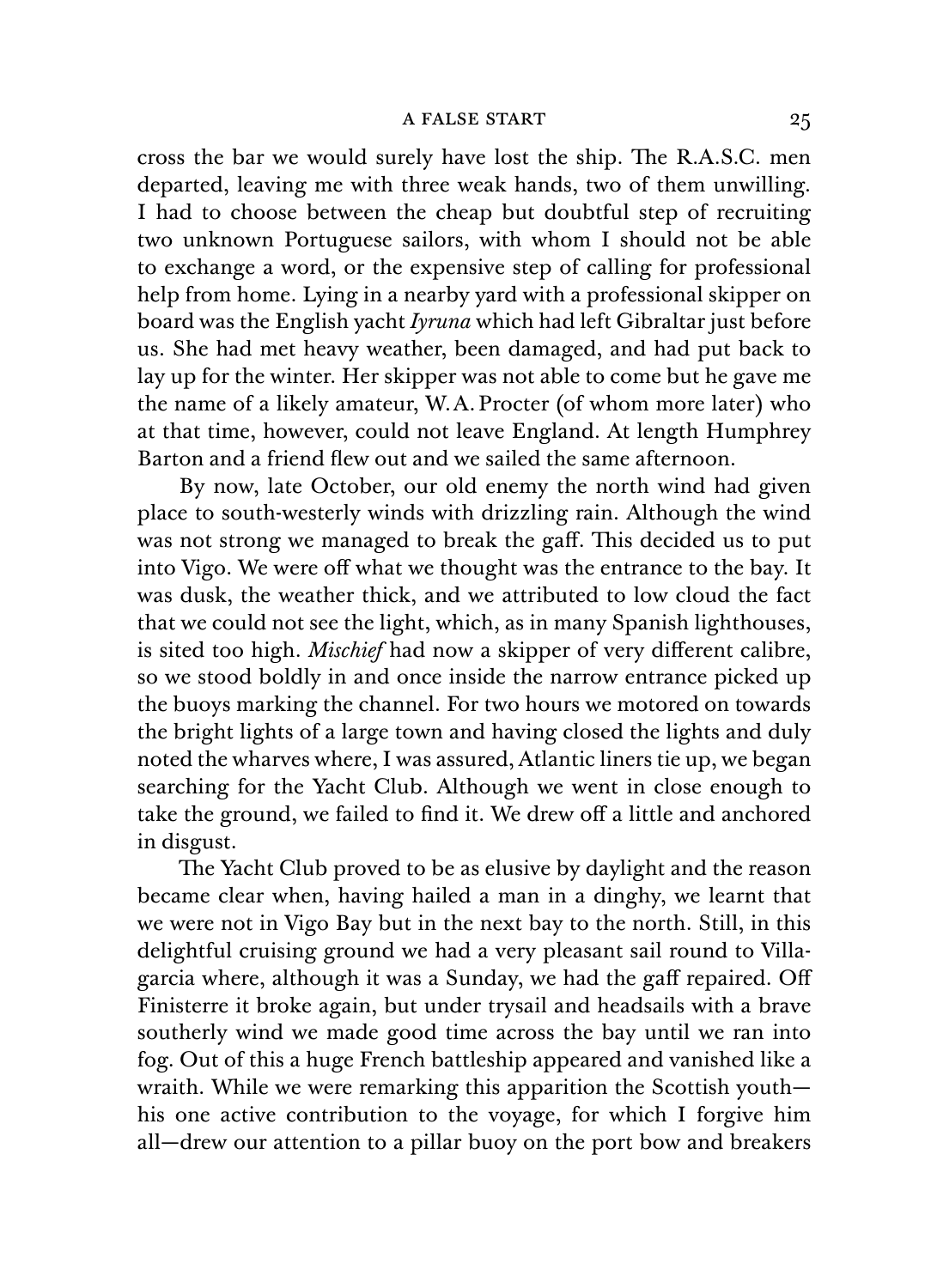cross the bar we would surely have lost the ship. The R.A.S.C. men departed, leaving me with three weak hands, two of them unwilling. I had to choose between the cheap but doubtful step of recruiting two unknown Portuguese sailors, with whom I should not be able to exchange a word, or the expensive step of calling for professional help from home. Lying in a nearby yard with a professional skipper on board was the English yacht *Iyruna* which had left Gibraltar just before us. She had met heavy weather, been damaged, and had put back to lay up for the winter. Her skipper was not able to come but he gave me the name of a likely amateur, W.A. Procter (of whom more later) who at that time, however, could not leave England. At length Humphrey Barton and a friend flew out and we sailed the same afternoon.

By now, late October, our old enemy the north wind had given place to south-westerly winds with drizzling rain. Although the wind was not strong we managed to break the gaff. This decided us to put into Vigo. We were off what we thought was the entrance to the bay. It was dusk, the weather thick, and we attributed to low cloud the fact that we could not see the light, which, as in many Spanish lighthouses, is sited too high. *Mischief* had now a skipper of very different calibre, so we stood boldly in and once inside the narrow entrance picked up the buoys marking the channel. For two hours we motored on towards the bright lights of a large town and having closed the lights and duly noted the wharves where, I was assured, Atlantic liners tie up, we began searching for the Yacht Club. Although we went in close enough to take the ground, we failed to find it. We drew off a little and anchored in disgust.

The Yacht Club proved to be as elusive by daylight and the reason became clear when, having hailed a man in a dinghy, we learnt that we were not in Vigo Bay but in the next bay to the north. Still, in this delightful cruising ground we had a very pleasant sail round to Villagarcia where, although it was a Sunday, we had the gaff repaired. Off Finisterre it broke again, but under trysail and headsails with a brave southerly wind we made good time across the bay until we ran into fog. Out of this a huge French battleship appeared and vanished like a wraith. While we were remarking this apparition the Scottish youth—his one active contribution to the voyage, for which I forgive him all—drew our attention to a pillar buoy on the port bow and breakers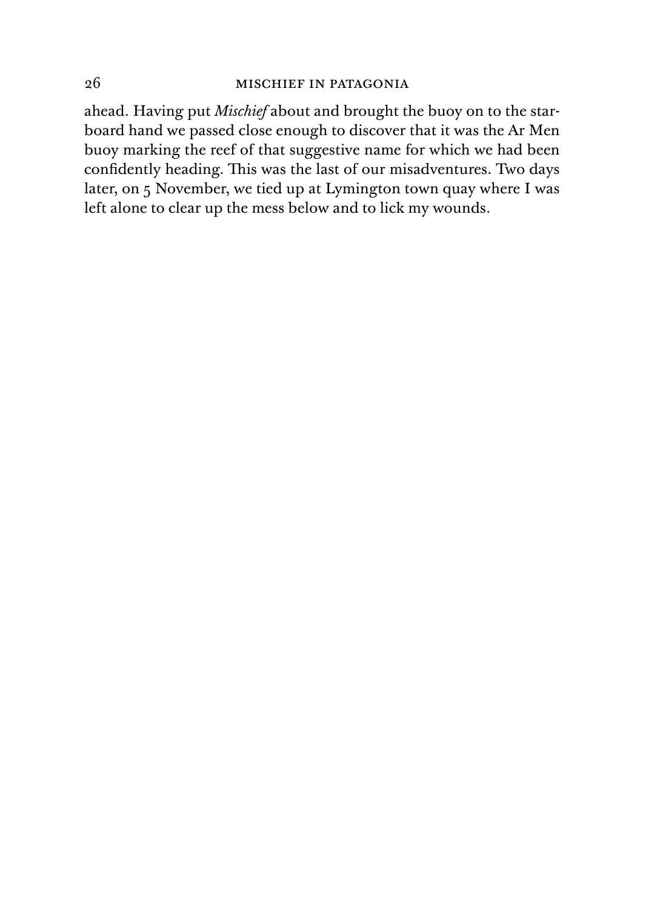ahead. Having put *Mischief* about and brought the buoy on to the starboard hand we passed close enough to discover that it was the Ar Men buoy marking the reef of that suggestive name for which we had been confidently heading. This was the last of our misadventures. Two days later, on 5 November, we tied up at Lymington town quay where I was left alone to clear up the mess below and to lick my wounds.